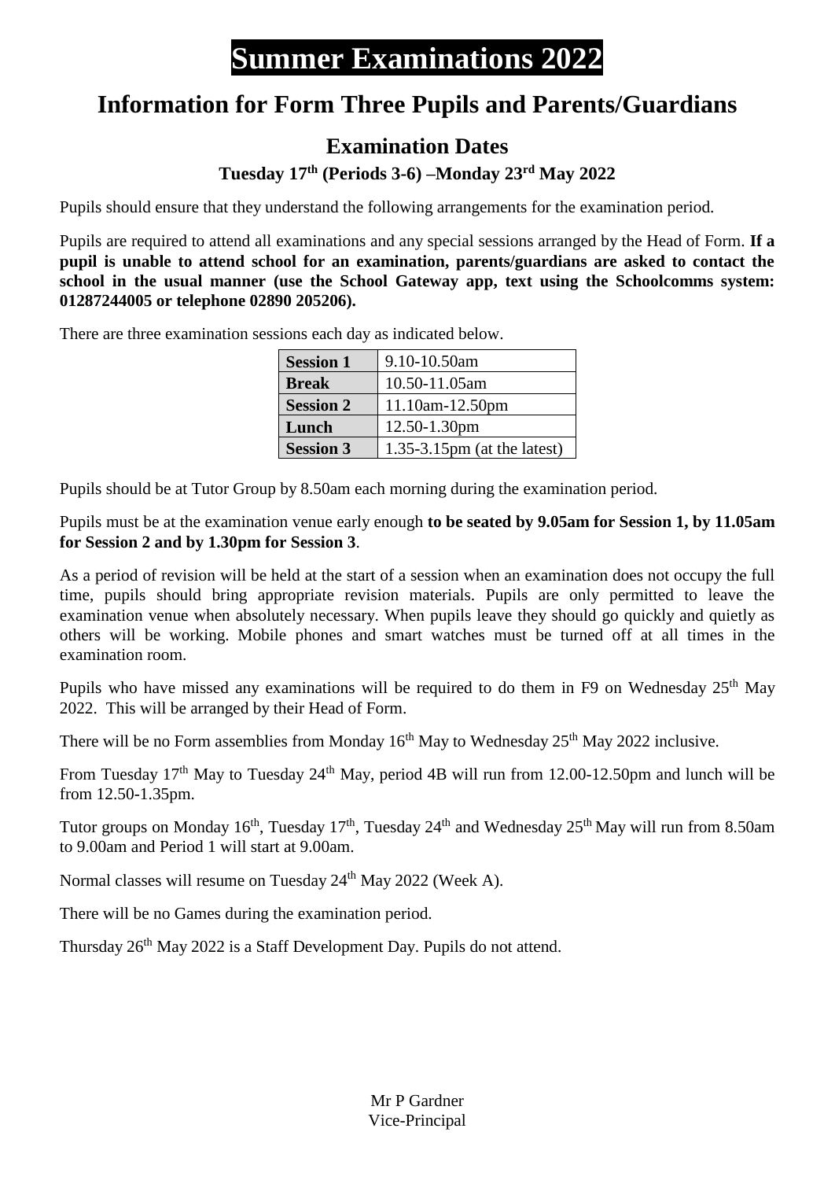# Summer Examinations 2022

## Information for Form Three Pupils and Parents/Guardians

### Examination Dates

**Tuesday 17th (Periods 3-6) –Monday 23rd May 2022**

Pupils should ensure that they understand the following arrangements for the examination period.

Pupils are required to attend all examinations and any special sessions arranged by the Head of Form. **If a pupil is unable to attend school for an examination, parents/guardians are asked to contact the school in the usual manner (use the School Gateway app, text using the Schoolcomms system: 01287244005 or telephone 02890 205206).**

There are three examination sessions each day as indicated below.

| | |
|---|---|
| **Session 1** | 9.10-10.50am |
| **Break** | 10.50-11.05am |
| **Session 2** | 11.10am-12.50pm |
| **Lunch** | 12.50-1.30pm |
| **Session 3** | 1.35-3.15pm (at the latest) |

Pupils should be at Tutor Group by 8.50am each morning during the examination period.

Pupils must be at the examination venue early enough **to be seated by 9.05am for Session 1, by 11.05am for Session 2 and by 1.30pm for Session 3**.

As a period of revision will be held at the start of a session when an examination does not occupy the full time, pupils should bring appropriate revision materials. Pupils are only permitted to leave the examination venue when absolutely necessary. When pupils leave they should go quickly and quietly as others will be working. Mobile phones and smart watches must be turned off at all times in the examination room.

Pupils who have missed any examinations will be required to do them in F9 on Wednesday 25th May 2022. This will be arranged by their Head of Form.

There will be no Form assemblies from Monday 16th May to Wednesday 25th May 2022 inclusive.

From Tuesday 17th May to Tuesday 24th May, period 4B will run from 12.00-12.50pm and lunch will be from 12.50-1.35pm.

Tutor groups on Monday 16th, Tuesday 17th, Tuesday 24th and Wednesday 25th May will run from 8.50am to 9.00am and Period 1 will start at 9.00am.

Normal classes will resume on Tuesday 24th May 2022 (Week A).

There will be no Games during the examination period.

Thursday 26th May 2022 is a Staff Development Day. Pupils do not attend.

Mr P Gardner
Vice-Principal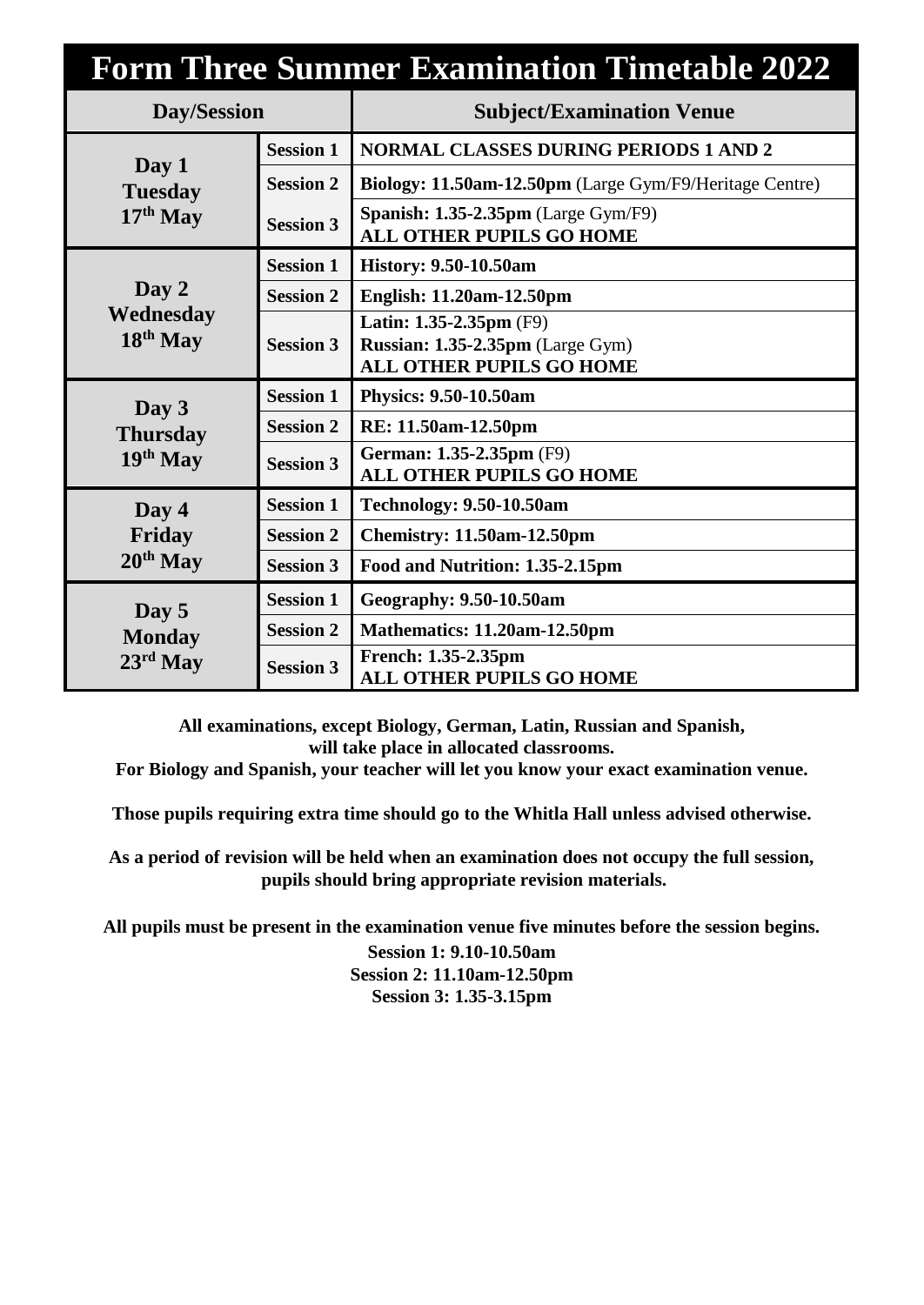# Form Three Summer Examination Timetable 2022

| Day/Session | | Subject/Examination Venue |
|---|---|---|
| **Day 1 Tuesday 17th May** | **Session 1** | **NORMAL CLASSES DURING PERIODS 1 AND 2** |
| | **Session 2** | **Biology: 11.50am-12.50pm** (Large Gym/F9/Heritage Centre) |
| | **Session 3** | **Spanish: 1.35-2.35pm** (Large Gym/F9)<br>**ALL OTHER PUPILS GO HOME** |
| **Day 2 Wednesday 18th May** | **Session 1** | **History: 9.50-10.50am** |
| | **Session 2** | **English: 11.20am-12.50pm** |
| | **Session 3** | **Latin: 1.35-2.35pm** (F9)<br>**Russian: 1.35-2.35pm** (Large Gym)<br>**ALL OTHER PUPILS GO HOME** |
| **Day 3 Thursday 19th May** | **Session 1** | **Physics: 9.50-10.50am** |
| | **Session 2** | **RE: 11.50am-12.50pm** |
| | **Session 3** | **German: 1.35-2.35pm** (F9)<br>**ALL OTHER PUPILS GO HOME** |
| **Day 4 Friday 20th May** | **Session 1** | **Technology: 9.50-10.50am** |
| | **Session 2** | **Chemistry: 11.50am-12.50pm** |
| | **Session 3** | **Food and Nutrition: 1.35-2.15pm** |
| **Day 5 Monday 23rd May** | **Session 1** | **Geography: 9.50-10.50am** |
| | **Session 2** | **Mathematics: 11.20am-12.50pm** |
| | **Session 3** | **French: 1.35-2.35pm**<br>**ALL OTHER PUPILS GO HOME** |

**All examinations, except Biology, German, Latin, Russian and Spanish, will take place in allocated classrooms.**
**For Biology and Spanish, your teacher will let you know your exact examination venue.**

**Those pupils requiring extra time should go to the Whitla Hall unless advised otherwise.**

**As a period of revision will be held when an examination does not occupy the full session, pupils should bring appropriate revision materials.**

**All pupils must be present in the examination venue five minutes before the session begins.**

**Session 1: 9.10-10.50am**
**Session 2: 11.10am-12.50pm**
**Session 3: 1.35-3.15pm**